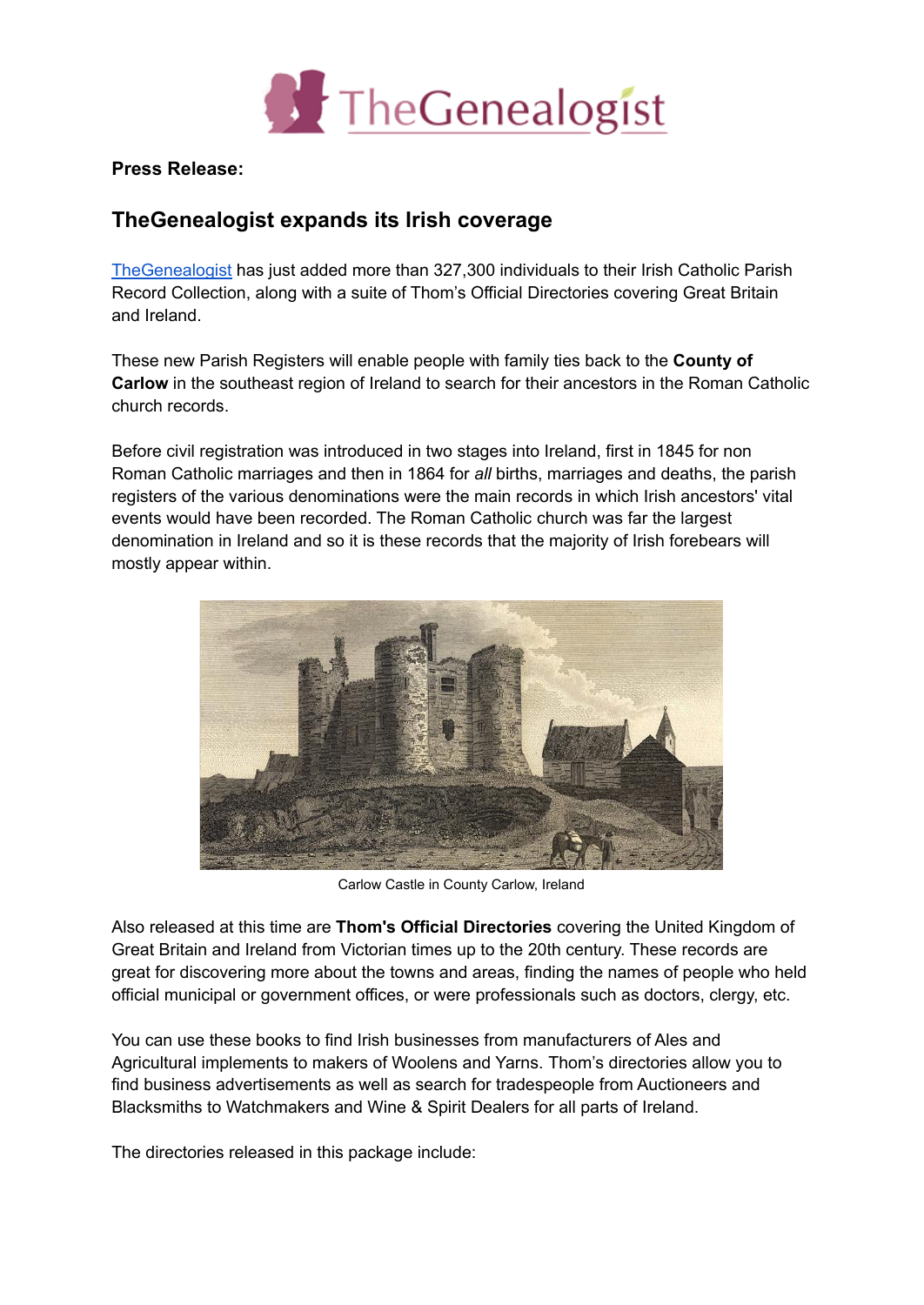**Press Release:**

## TheGenealogist expands its Irish coverage

TheGenealogist has just added more than 327,300 individuals to their Irish Catholic Parish Record Collection, along with a suite of Thom's Official Directories covering Great Britain and Ireland.

These new Parish Registers will enable people with family ties back to the **County of Carlow** in the southeast region of Ireland to search for their ancestors in the Roman Catholic church records.

Before civil registration was introduced in two stages into Ireland, first in 1845 for non Roman Catholic marriages and then in 1864 for *all* births, marriages and deaths, the parish registers of the various denominations were the main records in which Irish ancestors' vital events would have been recorded. The Roman Catholic church was far the largest denomination in Ireland and so it is these records that the majority of Irish forebears will mostly appear within.

Carlow Castle in County Carlow, Ireland

Also released at this time are **Thom's Official Directories** covering the United Kingdom of Great Britain and Ireland from Victorian times up to the 20th century. These records are great for discovering more about the towns and areas, finding the names of people who held official municipal or government offices, or were professionals such as doctors, clergy, etc.

You can use these books to find Irish businesses from manufacturers of Ales and Agricultural implements to makers of Woolens and Yarns. Thom's directories allow you to find business advertisements as well as search for tradespeople from Auctioneers and Blacksmiths to Watchmakers and Wine & Spirit Dealers for all parts of Ireland.

The directories released in this package include: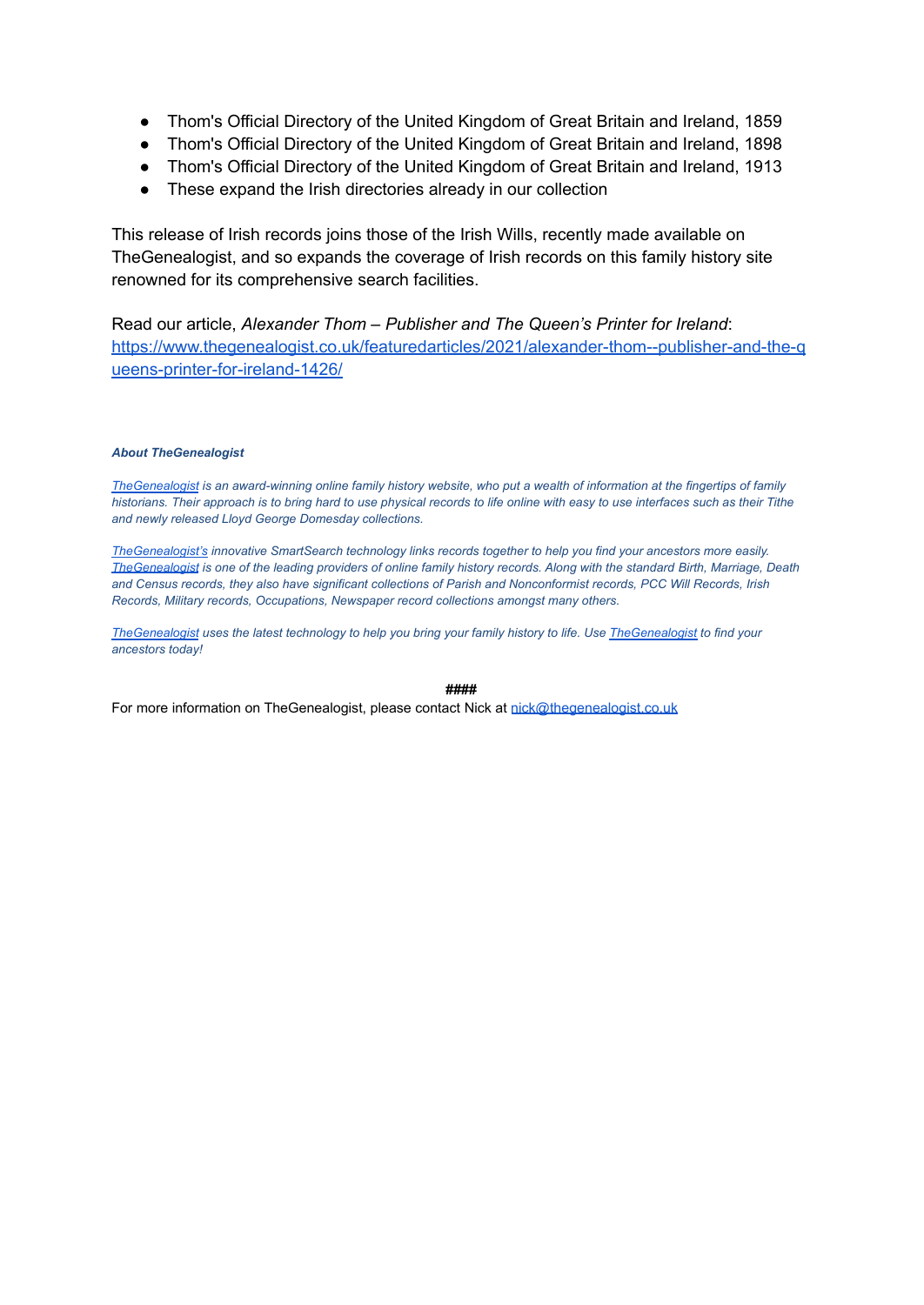- Thom's Official Directory of the United Kingdom of Great Britain and Ireland, 1859
- Thom's Official Directory of the United Kingdom of Great Britain and Ireland, 1898
- Thom's Official Directory of the United Kingdom of Great Britain and Ireland, 1913
- These expand the Irish directories already in our collection

This release of Irish records joins those of the Irish Wills, recently made available on TheGenealogist, and so expands the coverage of Irish records on this family history site renowned for its comprehensive search facilities.

Read our article, *Alexander Thom – Publisher and The Queen's Printer for Ireland*: [https://www.thegenealogist.co.uk/featuredarticles/2021/alexander-thom--publisher-and-the-queens-printer-for-ireland-1426/](https://www.thegenealogist.co.uk/featuredarticles/2021/alexander-thom--publisher-and-the-queens-printer-for-ireland-1426/)

***About TheGenealogist***

*[TheGenealogist](https://www.thegenealogist.co.uk) is an award-winning online family history website, who put a wealth of information at the fingertips of family historians. Their approach is to bring hard to use physical records to life online with easy to use interfaces such as their Tithe and newly released Lloyd George Domesday collections.*

*[TheGenealogist's](https://www.thegenealogist.co.uk) innovative SmartSearch technology links records together to help you find your ancestors more easily. [TheGenealogist](https://www.thegenealogist.co.uk) is one of the leading providers of online family history records. Along with the standard Birth, Marriage, Death and Census records, they also have significant collections of Parish and Nonconformist records, PCC Will Records, Irish Records, Military records, Occupations, Newspaper record collections amongst many others.*

*[TheGenealogist](https://www.thegenealogist.co.uk) uses the latest technology to help you bring your family history to life. Use [TheGenealogist](https://www.thegenealogist.co.uk) to find your ancestors today!*

**####**

For more information on TheGenealogist, please contact Nick at [nick@thegenealogist.co.uk](mailto:nick@thegenealogist.co.uk)